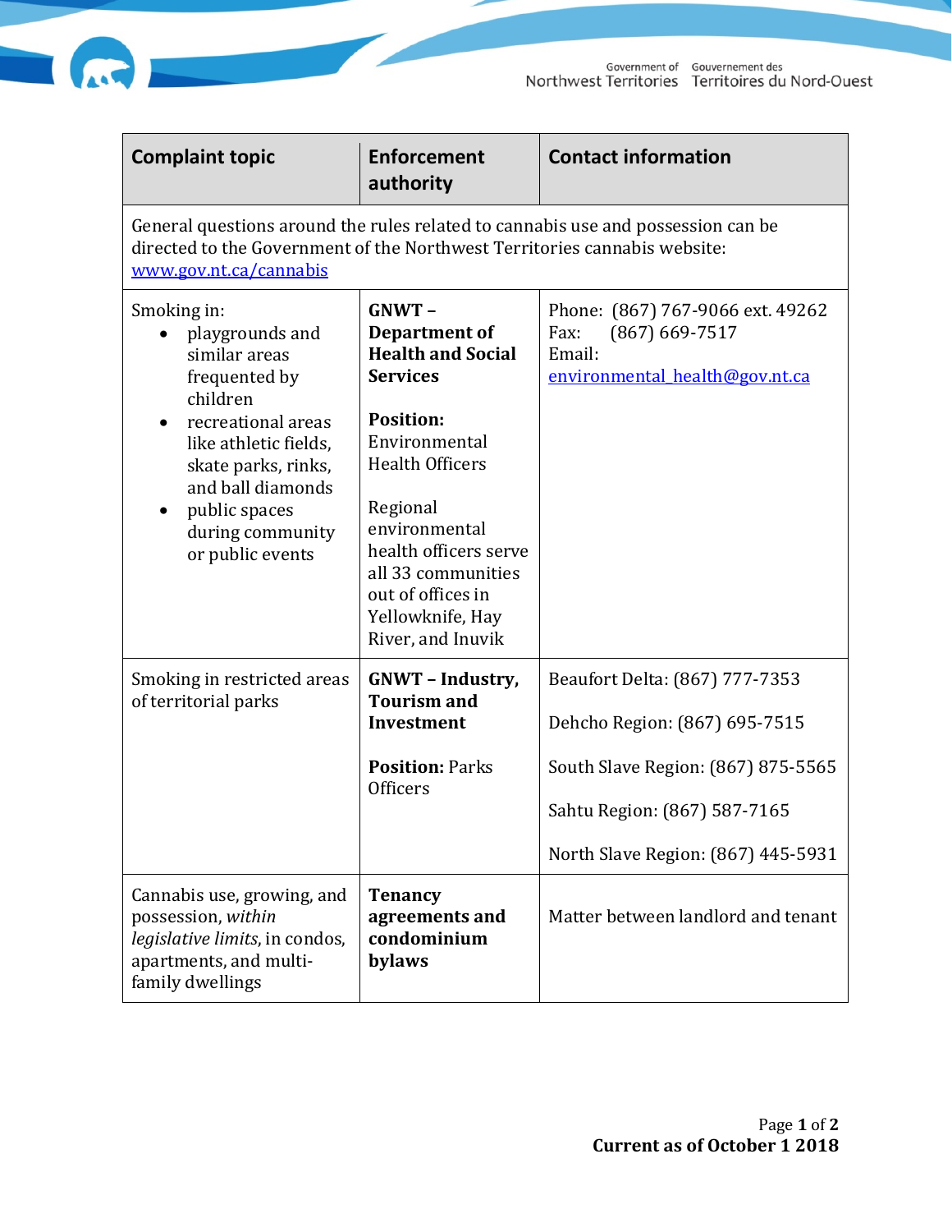| Complaint topic | Enforcement authority | Contact information |
|---|---|---|
| General questions around the rules related to cannabis use and possession can be directed to the Government of the Northwest Territories cannabis website: [www.gov.nt.ca/cannabis](http://www.gov.nt.ca/cannabis) | | |
| Smoking in:<br>• playgrounds and similar areas frequented by children<br>• recreational areas like athletic fields, skate parks, rinks, and ball diamonds<br>• public spaces during community or public events | **GNWT – Department of Health and Social Services**<br><br>**Position:** Environmental Health Officers<br><br>Regional environmental health officers serve all 33 communities out of offices in Yellowknife, Hay River, and Inuvik | Phone: (867) 767-9066 ext. 49262<br>Fax: (867) 669-7517<br>Email: [environmental_health@gov.nt.ca](mailto:environmental_health@gov.nt.ca) |
| Smoking in restricted areas of territorial parks | **GNWT – Industry, Tourism and Investment**<br><br>**Position:** Parks Officers | Beaufort Delta: (867) 777-7353<br><br>Dehcho Region: (867) 695-7515<br><br>South Slave Region: (867) 875-5565<br><br>Sahtu Region: (867) 587-7165<br><br>North Slave Region: (867) 445-5931 |
| Cannabis use, growing, and possession, *within legislative limits*, in condos, apartments, and multi-family dwellings | **Tenancy agreements and condominium bylaws** | Matter between landlord and tenant |

**Current as of October 1 2018**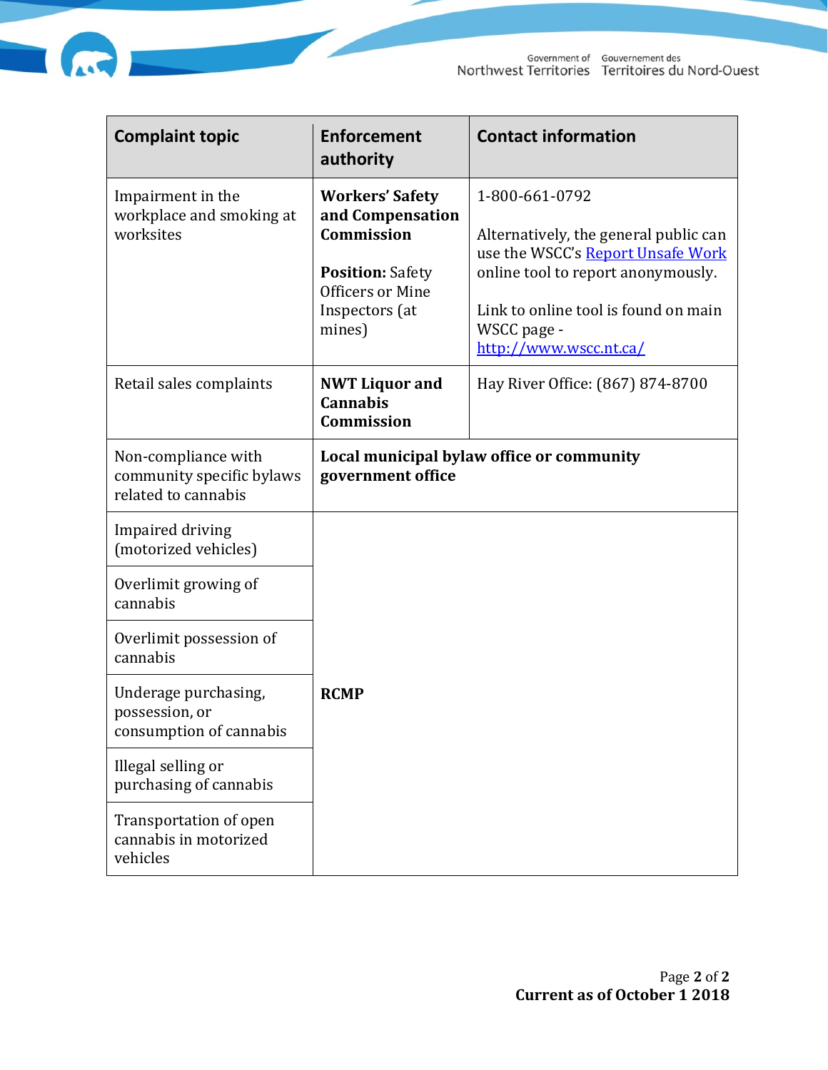| Complaint topic | Enforcement authority | Contact information |
|---|---|---|
| Impairment in the workplace and smoking at worksites | **Workers' Safety and Compensation Commission**<br><br>**Position:** Safety Officers or Mine Inspectors (at mines) | 1-800-661-0792<br><br>Alternatively, the general public can use the WSCC's Report Unsafe Work online tool to report anonymously.<br><br>Link to online tool is found on main WSCC page - http://www.wscc.nt.ca/ |
| Retail sales complaints | **NWT Liquor and Cannabis Commission** | Hay River Office: (867) 874-8700 |
| Non-compliance with community specific bylaws related to cannabis | **Local municipal bylaw office or community government office** | |
| Impaired driving (motorized vehicles) | **RCMP** | |
| Overlimit growing of cannabis | | |
| Overlimit possession of cannabis | | |
| Underage purchasing, possession, or consumption of cannabis | | |
| Illegal selling or purchasing of cannabis | | |
| Transportation of open cannabis in motorized vehicles | | |

**Current as of October 1 2018**